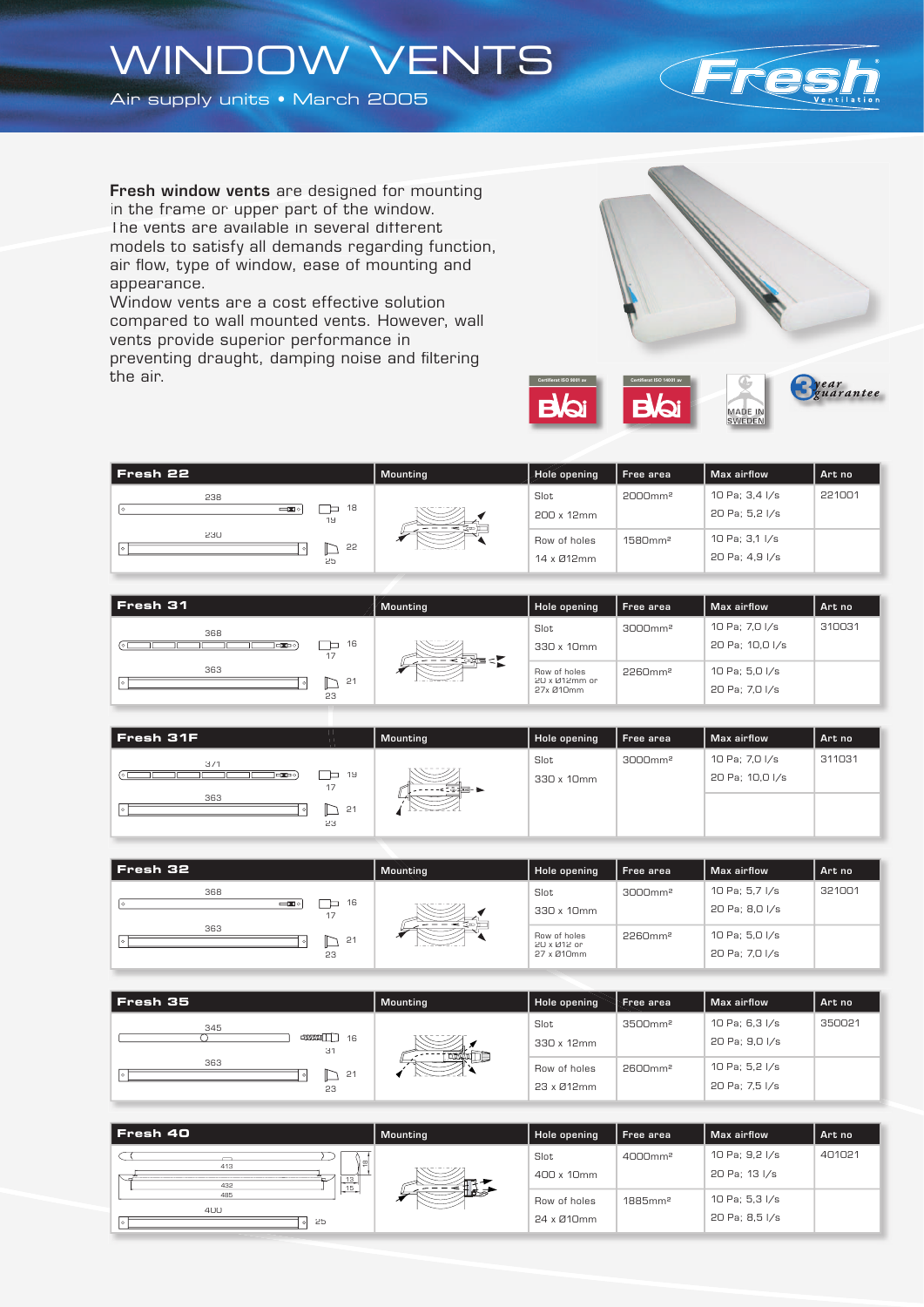# WINDOW VENTS

Air supply units • March 2005

**Fresh window vents** are designed for mounting in the frame or upper part of the window. The vents are available in several different models to satisfy all demands regarding function, air flow, type of window, ease of mounting and appearance.

Window vents are a cost effective solution compared to wall mounted vents. However, wall vents provide superior performance in preventing draught, damping noise and filtering the air.

Certifierat ISO 9001 av BVQI · Certifierat ISO 14001 av BVQI · MADE IN SWEDEN · 3 year guarantee

| Fresh 22 | Mounting | Hole opening | Free area | Max airflow | Art no |
|---|---|---|---|---|---|
| 238 × 18 × 19; 230 × 22 × 25 | | Slot 200 x 12mm | 2000mm² | 10 Pa; 3,4 l/s<br>20 Pa; 5,2 l/s | 221001 |
| | | Row of holes 14 x Ø12mm | 1580mm² | 10 Pa; 3,1 l/s<br>20 Pa; 4,9 l/s | |

| Fresh 31 | Mounting | Hole opening | Free area | Max airflow | Art no |
|---|---|---|---|---|---|
| 368 × 16 × 17; 363 × 21 × 23 | | Slot 330 x 10mm | 3000mm² | 10 Pa; 7,0 l/s<br>20 Pa; 10,0 l/s | 310031 |
| | | Row of holes 20 x Ø12mm or 27x Ø10mm | 2260mm² | 10 Pa; 5,0 l/s<br>20 Pa; 7,0 l/s | |

| Fresh 31F | Mounting | Hole opening | Free area | Max airflow | Art no |
|---|---|---|---|---|---|
| 371 × 19 × 17; 363 × 21 × 23 | | Slot 330 x 10mm | 3000mm² | 10 Pa; 7,0 l/s<br>20 Pa; 10,0 l/s | 311031 |

| Fresh 32 | Mounting | Hole opening | Free area | Max airflow | Art no |
|---|---|---|---|---|---|
| 368 × 16 × 17; 363 × 21 × 23 | | Slot 330 x 10mm | 3000mm² | 10 Pa; 5,7 l/s<br>20 Pa; 8,0 l/s | 321001 |
| | | Row of holes 20 x Ø12 or 27 x Ø10mm | 2260mm² | 10 Pa; 5,0 l/s<br>20 Pa; 7,0 l/s | |

| Fresh 35 | Mounting | Hole opening | Free area | Max airflow | Art no |
|---|---|---|---|---|---|
| 345 × 16 × 31; 363 × 21 × 23 | | Slot 330 x 12mm | 3500mm² | 10 Pa; 6,3 l/s<br>20 Pa; 9,0 l/s | 350021 |
| | | Row of holes 23 x Ø12mm | 2600mm² | 10 Pa; 5,2 l/s<br>20 Pa; 7,5 l/s | |

| Fresh 40 | Mounting | Hole opening | Free area | Max airflow | Art no |
|---|---|---|---|---|---|
| 413; 432; 485 × 18 × 13 × 15; 400 × 25 | | Slot 400 x 10mm | 4000mm² | 10 Pa; 9,2 l/s<br>20 Pa; 13 l/s | 401021 |
| | | Row of holes 24 x Ø10mm | 1885mm² | 10 Pa; 5,3 l/s<br>20 Pa; 8,5 l/s | |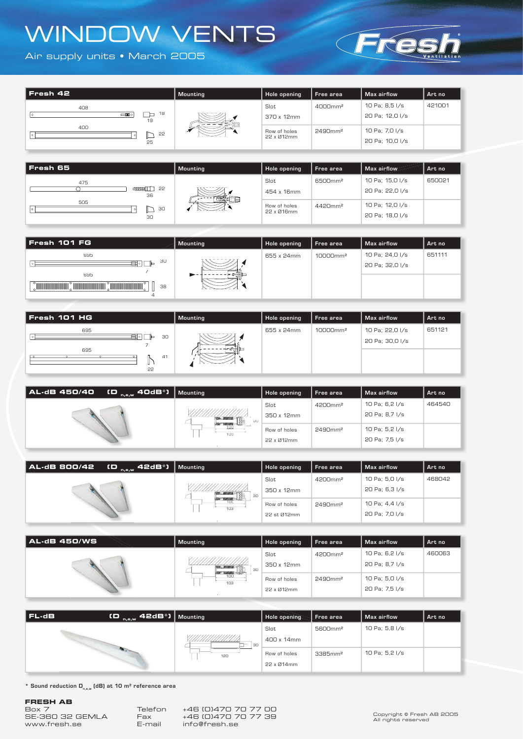# WINDOW VENTS

Air supply units • March 2005

| Fresh 42 | Mounting | Hole opening | Free area | Max airflow | Art no |
|---|---|---|---|---|---|
| 408 / 18 / 19 / 400 / 22 / 25 | | Slot 370 x 12mm | 4000mm² | 10 Pa; 8,5 l/s<br>20 Pa; 12,0 l/s | 421001 |
| | | Row of holes 22 x Ø12mm | 2490mm² | 10 Pa; 7,0 l/s<br>20 Pa; 10,0 l/s | |

| Fresh 65 | Mounting | Hole opening | Free area | Max airflow | Art no |
|---|---|---|---|---|---|
| 475 / 22 / 36 / 505 / 30 / 30 | | Slot 454 x 16mm | 6500mm² | 10 Pa; 15,0 l/s<br>20 Pa; 22,0 l/s | 650021 |
| | | Row of holes 22 x Ø16mm | 4420mm² | 10 Pa; 12,0 l/s<br>20 Pa; 18,0 l/s | |

| Fresh 101 FG | Mounting | Hole opening | Free area | Max airflow | Art no |
|---|---|---|---|---|---|
| 695 / 30 / 7 / 695 / 38 / 4 | | 655 x 24mm | 10000mm² | 10 Pa; 24,0 l/s<br>20 Pa; 32,0 l/s | 651111 |

| Fresh 101 HG | Mounting | Hole opening | Free area | Max airflow | Art no |
|---|---|---|---|---|---|
| 695 / 30 / 7 / 695 / 41 / 22 | | 655 x 24mm | 10000mm² | 10 Pa; 22,0 l/s<br>20 Pa; 30,0 l/s | 651121 |

| AL-dB 450/40 ($D_{n,e,w}$ 40dB*) | Mounting | Hole opening | Free area | Max airflow | Art no |
|---|---|---|---|---|---|
| | 30 / 100 / 103 | Slot 350 x 12mm | 4200mm² | 10 Pa; 6,2 l/s<br>20 Pa; 8,7 l/s | 464540 |
| | | Row of holes 22 x Ø12mm | 2490mm² | 10 Pa; 5,2 l/s<br>20 Pa; 7,5 l/s | |

| AL-dB 800/42 ($D_{n,e,w}$ 42dB*) | Mounting | Hole opening | Free area | Max airflow | Art no |
|---|---|---|---|---|---|
| | 30 / 100 / 103 | Slot 350 x 12mm | 4200mm² | 10 Pa; 5,0 l/s<br>20 Pa; 6,3 l/s | 468042 |
| | | Row of holes 22 st Ø12mm | 2490mm² | 10 Pa; 4,4 l/s<br>20 Pa; 7,0 l/s | |

| AL-dB 450/WS | Mounting | Hole opening | Free area | Max airflow | Art no |
|---|---|---|---|---|---|
| | 30 / 100 / 103 | Slot 350 x 12mm | 4200mm² | 10 Pa; 6,2 l/s<br>20 Pa; 8,7 l/s | 460063 |
| | | Row of holes 22 x Ø12mm | 2490mm² | 10 Pa; 5,0 l/s<br>20 Pa; 7,5 l/s | |

| FL-dB ($D_{n,e,w}$ 42dB*) | Mounting | Hole opening | Free area | Max airflow | Art no |
|---|---|---|---|---|---|
| | 30 / 120 | Slot 400 x 14mm | 5600mm² | 10 Pa; 5,8 l/s | |
| | | Row of holes 22 x Ø14mm | 3385mm² | 10 Pa; 5,2 l/s | |

\* Sound reduction $D_{n,e,w}$ (dB) at 10 m² reference area

**FRESH AB**
Box 7
SE-360 32 GEMLA
www.fresh.se

Telefon +46 (0)470 70 77 00
Fax +46 (0)470 70 77 39
E-mail info@fresh.se

Copyright © Fresh AB 2005
All rights reserved